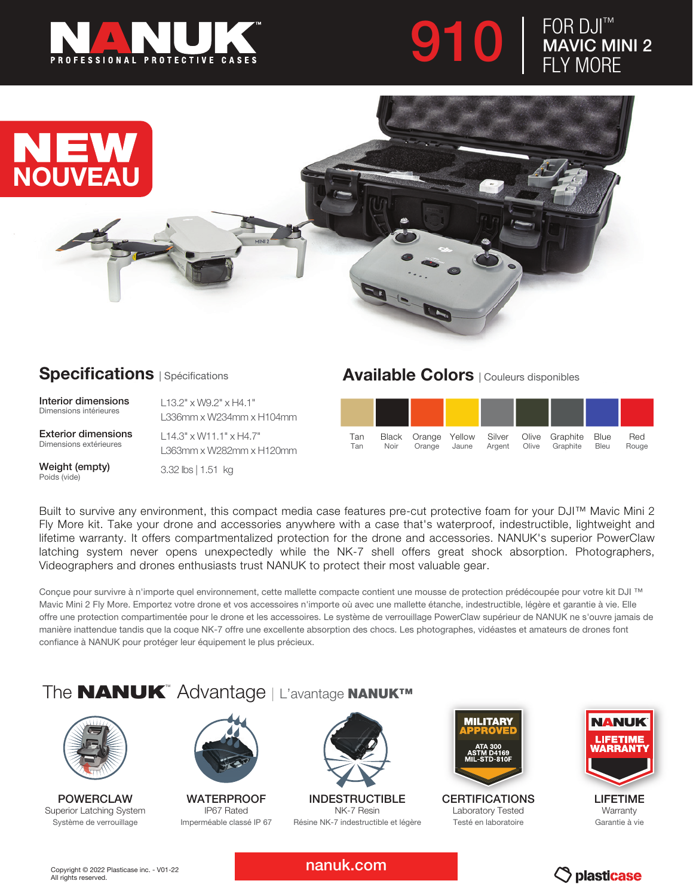# NANUK

PROFESSIONAL PROTECTIVE CASES

# 910 | FOR DJI™ MAVIC MINI 2 FLY MORE

**NEW**
**NOUVEAU**

## Specifications | Spécifications

| | |
|---|---|
| **Interior dimensions** Dimensions intérieures | L13.2" x W9.2" x H4.1" L336mm x W234mm x H104mm |
| **Exterior dimensions** Dimensions extérieures | L14.3" x W11.1" x H4.7" L363mm x W282mm x H120mm |
| **Weight (empty)** Poids (vide) | 3.32 lbs \| 1.51 kg |

## Available Colors | Couleurs disponibles

| Tan | Black | Orange | Yellow | Silver | Olive | Graphite | Blue | Red |
|---|---|---|---|---|---|---|---|---|
| Tan | Noir | Orange | Jaune | Argent | Olive | Graphite | Bleu | Rouge |

Built to survive any environment, this compact media case features pre-cut protective foam for your DJI™ Mavic Mini 2 Fly More kit. Take your drone and accessories anywhere with a case that's waterproof, indestructible, lightweight and lifetime warranty. It offers compartmentalized protection for the drone and accessories. NANUK's superior PowerClaw latching system never opens unexpectedly while the NK-7 shell offers great shock absorption. Photographers, Videographers and drones enthusiasts trust NANUK to protect their most valuable gear.

Conçue pour survivre à n'importe quel environnement, cette mallette compacte contient une mousse de protection prédécoupée pour votre kit DJI ™ Mavic Mini 2 Fly More. Emportez votre drone et vos accessoires n'importe où avec une mallette étanche, indestructible, légère et garantie à vie. Elle offre une protection compartimentée pour le drone et les accessoires. Le système de verrouillage PowerClaw supérieur de NANUK ne s'ouvre jamais de manière inattendue tandis que la coque NK-7 offre une excellente absorption des chocs. Les photographes, vidéastes et amateurs de drones font confiance à NANUK pour protéger leur équipement le plus précieux.

## The NANUK™ Advantage | L'avantage NANUK™

**POWERCLAW**
Superior Latching System
Système de verrouillage

**WATERPROOF**
IP67 Rated
Imperméable classé IP 67

**INDESTRUCTIBLE**
NK-7 Resin
Résine NK-7 indestructible et légère

**CERTIFICATIONS**
MILITARY APPROVED — ATA 300, ASTM D4169, MIL-STD-810F
Laboratory Tested
Testé en laboratoire

**LIFETIME**
NANUK LIFETIME WARRANTY
Warranty
Garantie à vie

Copyright © 2022 Plasticase inc. - V01-22
All rights reserved.

nanuk.com

plasticase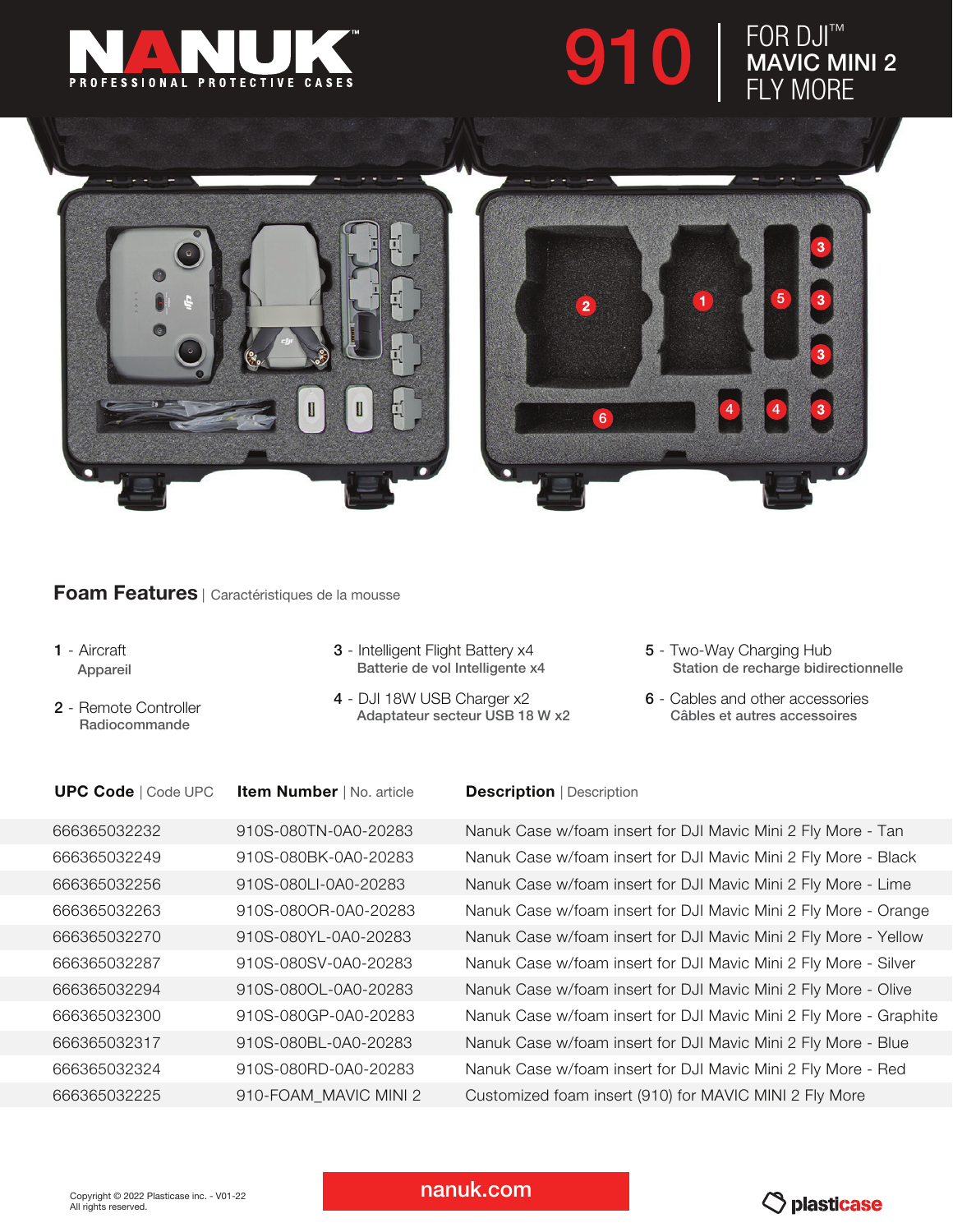# NANUK
PROFESSIONAL PROTECTIVE CASES

## 910 | FOR DJI™ MAVIC MINI 2 FLY MORE

### Foam Features | Caractéristiques de la mousse

1 - Aircraft
Appareil

2 - Remote Controller
Radiocommande

3 - Intelligent Flight Battery x4
Batterie de vol Intelligente x4

4 - DJI 18W USB Charger x2
Adaptateur secteur USB 18 W x2

5 - Two-Way Charging Hub
Station de recharge bidirectionnelle

6 - Cables and other accessories
Câbles et autres accessoires

| UPC Code \| Code UPC | Item Number \| No. article | Description \| Description |
|---|---|---|
| 666365032232 | 910S-080TN-0A0-20283 | Nanuk Case w/foam insert for DJI Mavic Mini 2 Fly More - Tan |
| 666365032249 | 910S-080BK-0A0-20283 | Nanuk Case w/foam insert for DJI Mavic Mini 2 Fly More - Black |
| 666365032256 | 910S-080LI-0A0-20283 | Nanuk Case w/foam insert for DJI Mavic Mini 2 Fly More - Lime |
| 666365032263 | 910S-080OR-0A0-20283 | Nanuk Case w/foam insert for DJI Mavic Mini 2 Fly More - Orange |
| 666365032270 | 910S-080YL-0A0-20283 | Nanuk Case w/foam insert for DJI Mavic Mini 2 Fly More - Yellow |
| 666365032287 | 910S-080SV-0A0-20283 | Nanuk Case w/foam insert for DJI Mavic Mini 2 Fly More - Silver |
| 666365032294 | 910S-080OL-0A0-20283 | Nanuk Case w/foam insert for DJI Mavic Mini 2 Fly More - Olive |
| 666365032300 | 910S-080GP-0A0-20283 | Nanuk Case w/foam insert for DJI Mavic Mini 2 Fly More - Graphite |
| 666365032317 | 910S-080BL-0A0-20283 | Nanuk Case w/foam insert for DJI Mavic Mini 2 Fly More - Blue |
| 666365032324 | 910S-080RD-0A0-20283 | Nanuk Case w/foam insert for DJI Mavic Mini 2 Fly More - Red |
| 666365032225 | 910-FOAM_MAVIC MINI 2 | Customized foam insert (910) for MAVIC MINI 2 Fly More |

Copyright © 2022 Plasticase inc. - V01-22
All rights reserved.

nanuk.com

plasticase